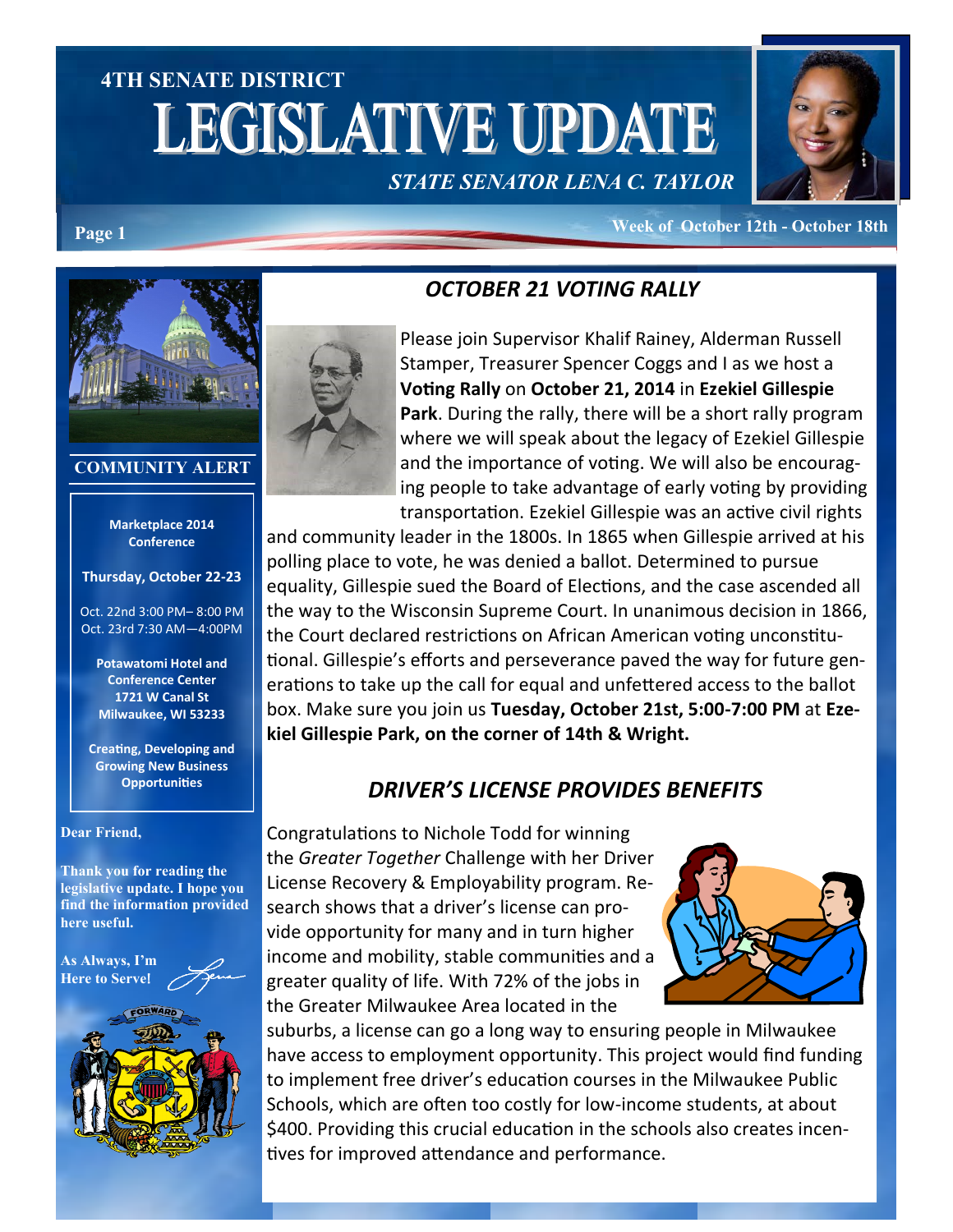# 4TH SENATE DISTRICT LEGISLATIVE UPDATE

**STATE SENATOR LENA C. TAYLOR**

Week of October 12th - October 18th

### COMMUNITY ALERT

**Marketplace 2014 Conference**

**Thursday, October 22-23**

Oct. 22nd 3:00 PM– 8:00 PM
Oct. 23rd 7:30 AM—4:00PM

**Potawatomi Hotel and Conference Center**
**1721 W Canal St**
**Milwaukee, WI 53233**

**Creating, Developing and Growing New Business Opportunities**

**Dear Friend,**

**Thank you for reading the legislative update. I hope you find the information provided here useful.**

**As Always, I'm Here to Serve!**

## *OCTOBER 21 VOTING RALLY*

Please join Supervisor Khalif Rainey, Alderman Russell Stamper, Treasurer Spencer Coggs and I as we host a **Voting Rally** on **October 21, 2014** in **Ezekiel Gillespie Park**. During the rally, there will be a short rally program where we will speak about the legacy of Ezekiel Gillespie and the importance of voting. We will also be encouraging people to take advantage of early voting by providing transportation. Ezekiel Gillespie was an active civil rights and community leader in the 1800s. In 1865 when Gillespie arrived at his polling place to vote, he was denied a ballot. Determined to pursue equality, Gillespie sued the Board of Elections, and the case ascended all the way to the Wisconsin Supreme Court. In unanimous decision in 1866, the Court declared restrictions on African American voting unconstitutional. Gillespie's efforts and perseverance paved the way for future generations to take up the call for equal and unfettered access to the ballot box. Make sure you join us **Tuesday, October 21st, 5:00-7:00 PM** at **Ezekiel Gillespie Park, on the corner of 14th & Wright.**

## *DRIVER'S LICENSE PROVIDES BENEFITS*

Congratulations to Nichole Todd for winning the *Greater Together* Challenge with her Driver License Recovery & Employability program. Research shows that a driver's license can provide opportunity for many and in turn higher income and mobility, stable communities and a greater quality of life. With 72% of the jobs in the Greater Milwaukee Area located in the suburbs, a license can go a long way to ensuring people in Milwaukee have access to employment opportunity. This project would find funding to implement free driver's education courses in the Milwaukee Public Schools, which are often too costly for low-income students, at about $400. Providing this crucial education in the schools also creates incentives for improved attendance and performance.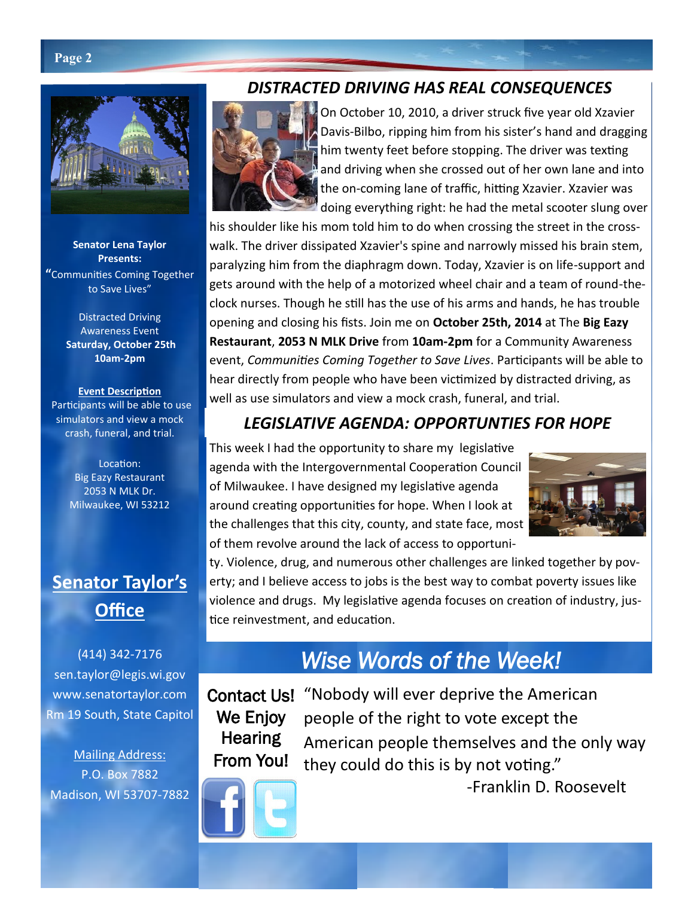**Senator Lena Taylor Presents:**
"Communities Coming Together to Save Lives"

Distracted Driving Awareness Event
**Saturday, October 25th**
**10am-2pm**

**Event Description**
Participants will be able to use simulators and view a mock crash, funeral, and trial.

Location:
Big Eazy Restaurant
2053 N MLK Dr.
Milwaukee, WI 53212

## Senator Taylor's Office

(414) 342-7176
sen.taylor@legis.wi.gov
www.senatortaylor.com
Rm 19 South, State Capitol

Mailing Address:
P.O. Box 7882
Madison, WI 53707-7882

## *DISTRACTED DRIVING HAS REAL CONSEQUENCES*

On October 10, 2010, a driver struck five year old Xzavier Davis-Bilbo, ripping him from his sister's hand and dragging him twenty feet before stopping. The driver was texting and driving when she crossed out of her own lane and into the on-coming lane of traffic, hitting Xzavier. Xzavier was doing everything right: he had the metal scooter slung over his shoulder like his mom told him to do when crossing the street in the cross-walk. The driver dissipated Xzavier's spine and narrowly missed his brain stem, paralyzing him from the diaphragm down. Today, Xzavier is on life-support and gets around with the help of a motorized wheel chair and a team of round-the-clock nurses. Though he still has the use of his arms and hands, he has trouble opening and closing his fists. Join me on **October 25th, 2014** at The **Big Eazy Restaurant**, **2053 N MLK Drive** from **10am-2pm** for a Community Awareness event, *Communities Coming Together to Save Lives*. Participants will be able to hear directly from people who have been victimized by distracted driving, as well as use simulators and view a mock crash, funeral, and trial.

## *LEGISLATIVE AGENDA: OPPORTUNTIES FOR HOPE*

This week I had the opportunity to share my legislative agenda with the Intergovernmental Cooperation Council of Milwaukee. I have designed my legislative agenda around creating opportunities for hope. When I look at the challenges that this city, county, and state face, most of them revolve around the lack of access to opportunity. Violence, drug, and numerous other challenges are linked together by poverty; and I believe access to jobs is the best way to combat poverty issues like violence and drugs. My legislative agenda focuses on creation of industry, justice reinvestment, and education.

## *Wise Words of the Week!*

"Nobody will ever deprive the American people of the right to vote except the American people themselves and the only way they could do this is by not voting."

-Franklin D. Roosevelt

Contact Us! We Enjoy Hearing From You!